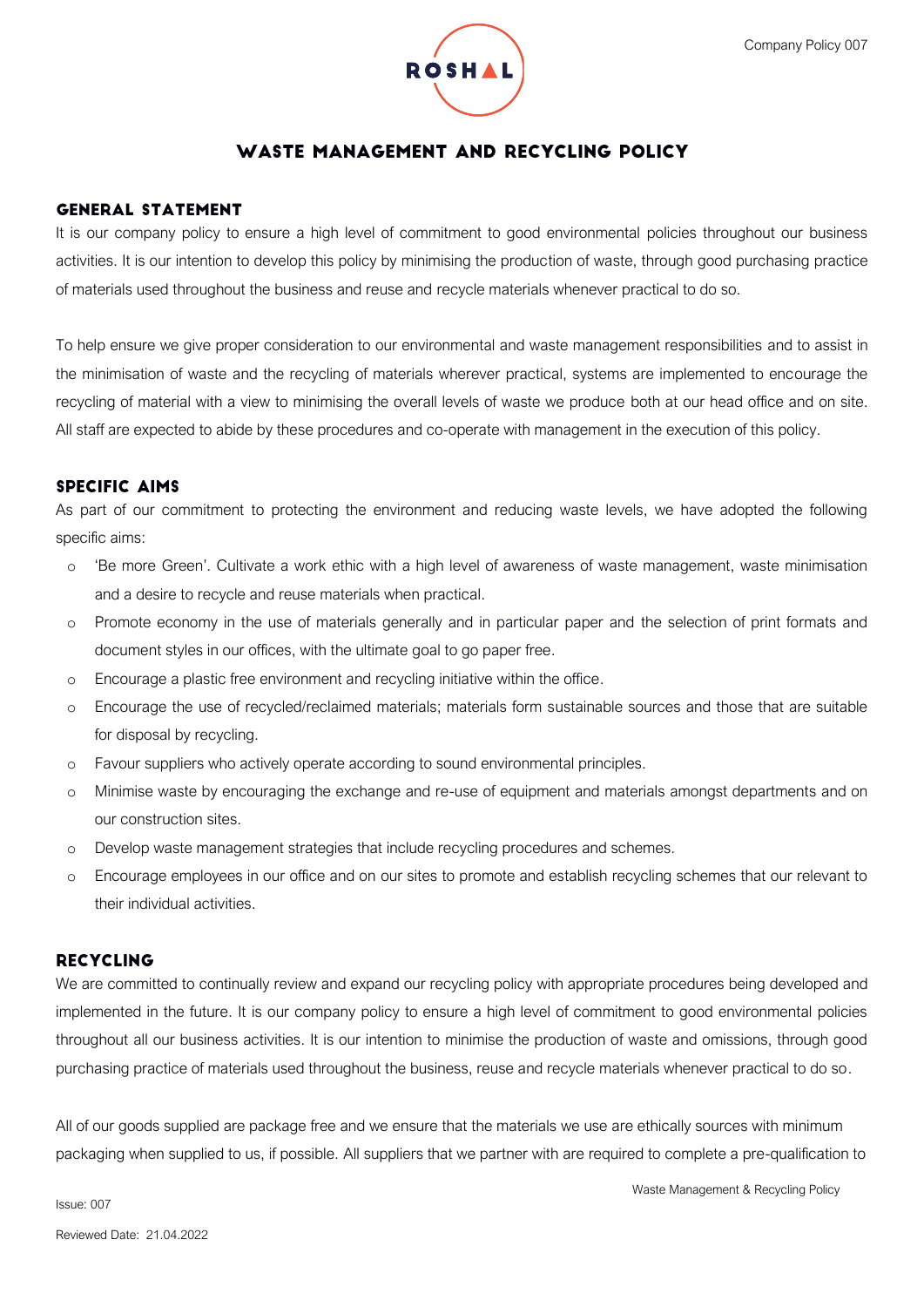# WASTE MANAGEMENT AND RECYCLING POLICY

## GENERAL STATEMENT

It is our company policy to ensure a high level of commitment to good environmental policies throughout our business activities. It is our intention to develop this policy by minimising the production of waste, through good purchasing practice of materials used throughout the business and reuse and recycle materials whenever practical to do so.

To help ensure we give proper consideration to our environmental and waste management responsibilities and to assist in the minimisation of waste and the recycling of materials wherever practical, systems are implemented to encourage the recycling of material with a view to minimising the overall levels of waste we produce both at our head office and on site. All staff are expected to abide by these procedures and co-operate with management in the execution of this policy.

## SPECIFIC AIMS

As part of our commitment to protecting the environment and reducing waste levels, we have adopted the following specific aims:

- 'Be more Green'. Cultivate a work ethic with a high level of awareness of waste management, waste minimisation and a desire to recycle and reuse materials when practical.
- Promote economy in the use of materials generally and in particular paper and the selection of print formats and document styles in our offices, with the ultimate goal to go paper free.
- Encourage a plastic free environment and recycling initiative within the office.
- Encourage the use of recycled/reclaimed materials; materials form sustainable sources and those that are suitable for disposal by recycling.
- Favour suppliers who actively operate according to sound environmental principles.
- Minimise waste by encouraging the exchange and re-use of equipment and materials amongst departments and on our construction sites.
- Develop waste management strategies that include recycling procedures and schemes.
- Encourage employees in our office and on our sites to promote and establish recycling schemes that our relevant to their individual activities.

## RECYCLING

We are committed to continually review and expand our recycling policy with appropriate procedures being developed and implemented in the future. It is our company policy to ensure a high level of commitment to good environmental policies throughout all our business activities. It is our intention to minimise the production of waste and omissions, through good purchasing practice of materials used throughout the business, reuse and recycle materials whenever practical to do so.

All of our goods supplied are package free and we ensure that the materials we use are ethically sources with minimum packaging when supplied to us, if possible. All suppliers that we partner with are required to complete a pre-qualification to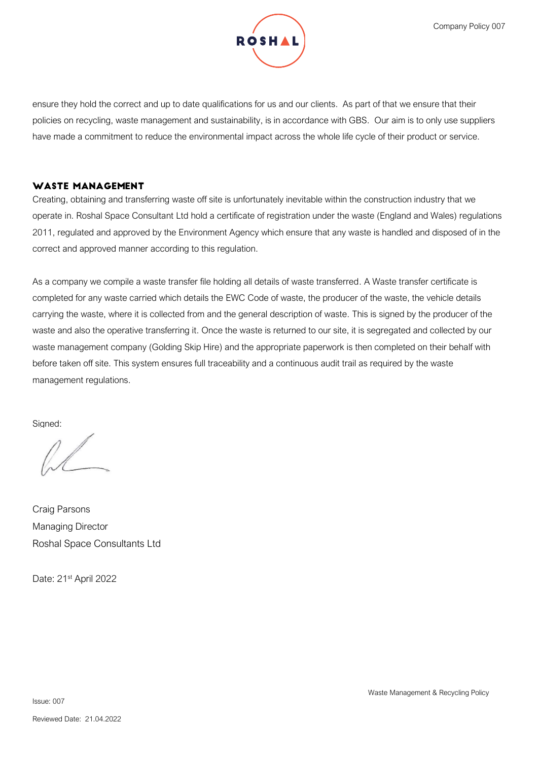ensure they hold the correct and up to date qualifications for us and our clients. As part of that we ensure that their policies on recycling, waste management and sustainability, is in accordance with GBS. Our aim is to only use suppliers have made a commitment to reduce the environmental impact across the whole life cycle of their product or service.

## WASTE MANAGEMENT

Creating, obtaining and transferring waste off site is unfortunately inevitable within the construction industry that we operate in. Roshal Space Consultant Ltd hold a certificate of registration under the waste (England and Wales) regulations 2011, regulated and approved by the Environment Agency which ensure that any waste is handled and disposed of in the correct and approved manner according to this regulation.

As a company we compile a waste transfer file holding all details of waste transferred. A Waste transfer certificate is completed for any waste carried which details the EWC Code of waste, the producer of the waste, the vehicle details carrying the waste, where it is collected from and the general description of waste. This is signed by the producer of the waste and also the operative transferring it. Once the waste is returned to our site, it is segregated and collected by our waste management company (Golding Skip Hire) and the appropriate paperwork is then completed on their behalf with before taken off site. This system ensures full traceability and a continuous audit trail as required by the waste management regulations.

Signed:

Craig Parsons
Managing Director
Roshal Space Consultants Ltd

Date: 21st April 2022

Issue: 007

Reviewed Date: 21.04.2022